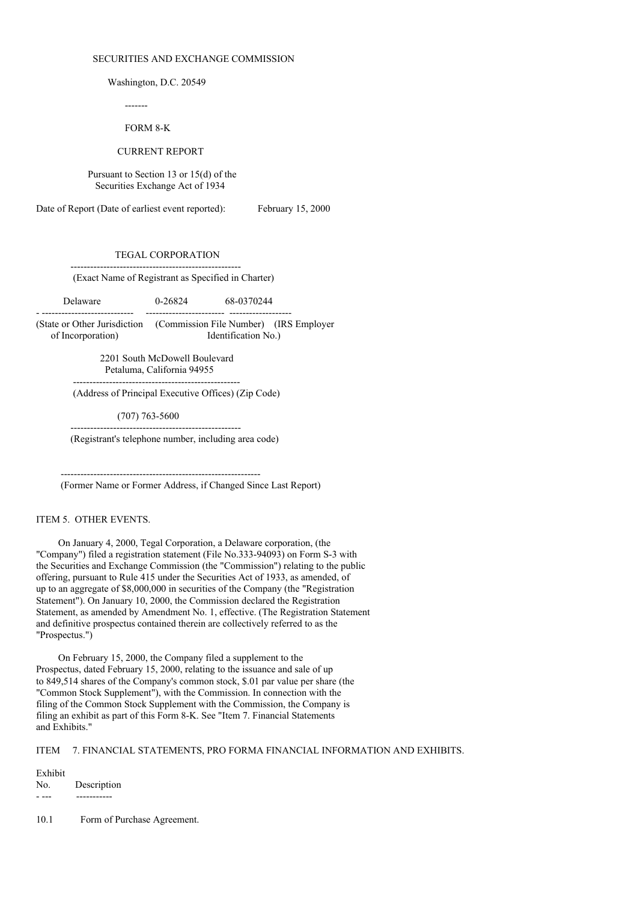SECURITIES AND EXCHANGE COMMISSION

Washington, D.C. 20549

-------

FORM 8-K

CURRENT REPORT

Pursuant to Section 13 or 15(d) of the Securities Exchange Act of 1934

Date of Report (Date of earliest event reported): February 15, 2000

TEGAL CORPORATION

(Exact Name of Registrant as Specified in Charter)

| Delaware | 0-26824 | 68-0370244 |
|---|---|---|
| (State or Other Jurisdiction of Incorporation) | (Commission File Number) | (IRS Employer Identification No.) |

2201 South McDowell Boulevard
Petaluma, California 94955

(Address of Principal Executive Offices) (Zip Code)

(707) 763-5600

(Registrant's telephone number, including area code)

(Former Name or Former Address, if Changed Since Last Report)

ITEM 5. OTHER EVENTS.

On January 4, 2000, Tegal Corporation, a Delaware corporation, (the "Company") filed a registration statement (File No.333-94093) on Form S-3 with the Securities and Exchange Commission (the "Commission") relating to the public offering, pursuant to Rule 415 under the Securities Act of 1933, as amended, of up to an aggregate of $8,000,000 in securities of the Company (the "Registration Statement"). On January 10, 2000, the Commission declared the Registration Statement, as amended by Amendment No. 1, effective. (The Registration Statement and definitive prospectus contained therein are collectively referred to as the "Prospectus.")

On February 15, 2000, the Company filed a supplement to the Prospectus, dated February 15, 2000, relating to the issuance and sale of up to 849,514 shares of the Company's common stock, $.01 par value per share (the "Common Stock Supplement"), with the Commission. In connection with the filing of the Common Stock Supplement with the Commission, the Company is filing an exhibit as part of this Form 8-K. See "Item 7. Financial Statements and Exhibits."

ITEM 7. FINANCIAL STATEMENTS, PRO FORMA FINANCIAL INFORMATION AND EXHIBITS.

| Exhibit No. | Description |
|---|---|
| 10.1 | Form of Purchase Agreement. |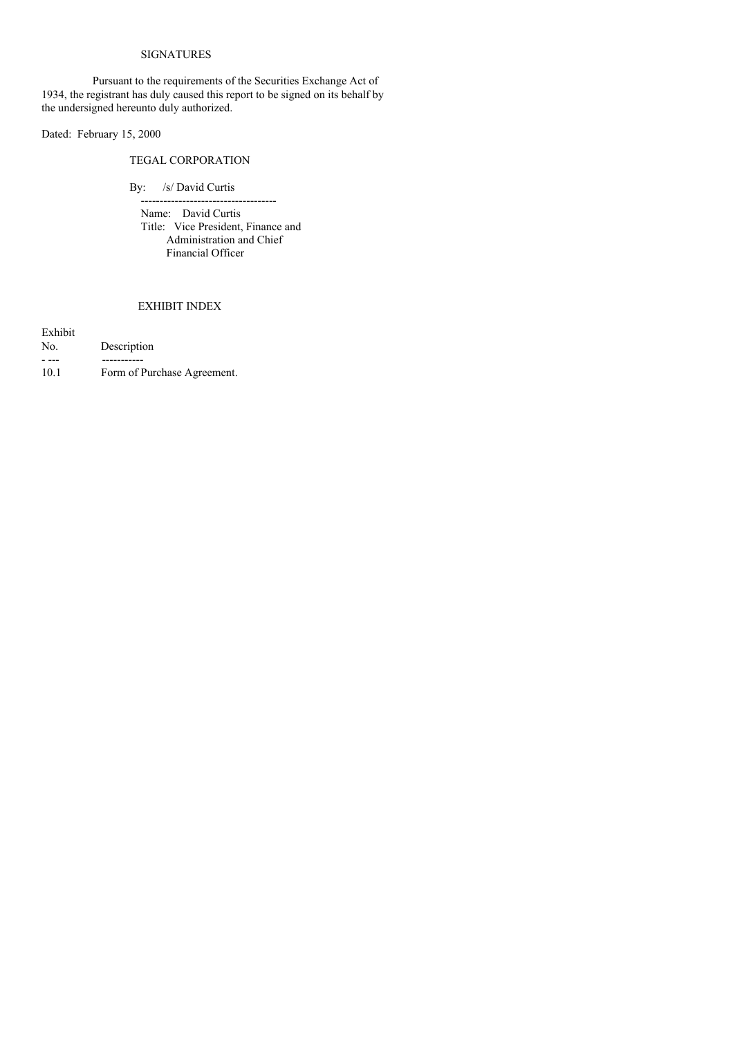## SIGNATURES

Pursuant to the requirements of the Securities Exchange Act of 1934, the registrant has duly caused this report to be signed on its behalf by the undersigned hereunto duly authorized.

Dated: February 15, 2000

TEGAL CORPORATION

By: /s/ David Curtis

------------------------------------

Name: David Curtis

Title: Vice President, Finance and Administration and Chief Financial Officer

## EXHIBIT INDEX

| Exhibit No. | Description |
| --- | --- |
| 10.1 | Form of Purchase Agreement. |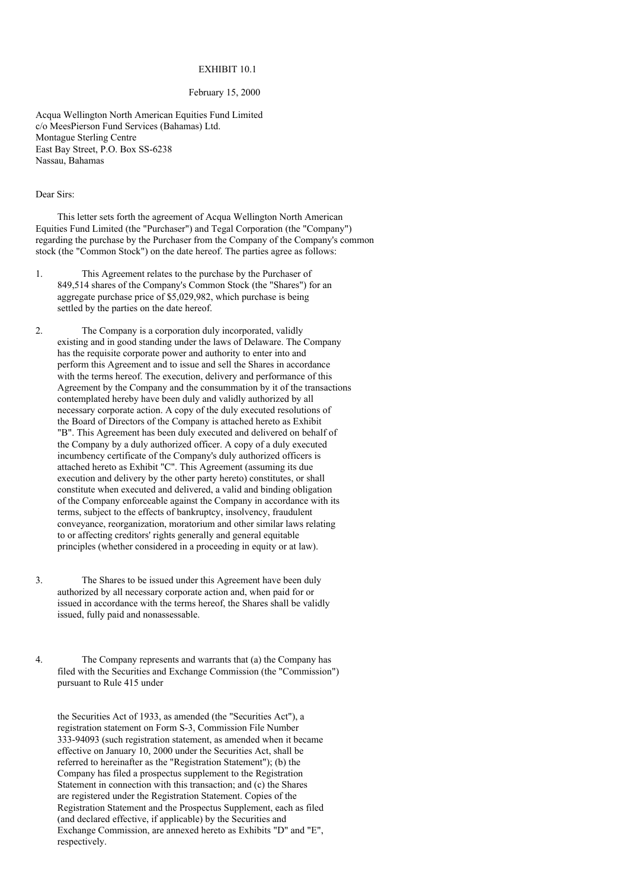EXHIBIT 10.1

February 15, 2000

Acqua Wellington North American Equities Fund Limited
c/o MeesPierson Fund Services (Bahamas) Ltd.
Montague Sterling Centre
East Bay Street, P.O. Box SS-6238
Nassau, Bahamas

Dear Sirs:

This letter sets forth the agreement of Acqua Wellington North American Equities Fund Limited (the "Purchaser") and Tegal Corporation (the "Company") regarding the purchase by the Purchaser from the Company of the Company's common stock (the "Common Stock") on the date hereof. The parties agree as follows:

1. This Agreement relates to the purchase by the Purchaser of 849,514 shares of the Company's Common Stock (the "Shares") for an aggregate purchase price of $5,029,982, which purchase is being settled by the parties on the date hereof.

2. The Company is a corporation duly incorporated, validly existing and in good standing under the laws of Delaware. The Company has the requisite corporate power and authority to enter into and perform this Agreement and to issue and sell the Shares in accordance with the terms hereof. The execution, delivery and performance of this Agreement by the Company and the consummation by it of the transactions contemplated hereby have been duly and validly authorized by all necessary corporate action. A copy of the duly executed resolutions of the Board of Directors of the Company is attached hereto as Exhibit "B". This Agreement has been duly executed and delivered on behalf of the Company by a duly authorized officer. A copy of a duly executed incumbency certificate of the Company's duly authorized officers is attached hereto as Exhibit "C". This Agreement (assuming its due execution and delivery by the other party hereto) constitutes, or shall constitute when executed and delivered, a valid and binding obligation of the Company enforceable against the Company in accordance with its terms, subject to the effects of bankruptcy, insolvency, fraudulent conveyance, reorganization, moratorium and other similar laws relating to or affecting creditors' rights generally and general equitable principles (whether considered in a proceeding in equity or at law).

3. The Shares to be issued under this Agreement have been duly authorized by all necessary corporate action and, when paid for or issued in accordance with the terms hereof, the Shares shall be validly issued, fully paid and nonassessable.

4. The Company represents and warrants that (a) the Company has filed with the Securities and Exchange Commission (the "Commission") pursuant to Rule 415 under the Securities Act of 1933, as amended (the "Securities Act"), a registration statement on Form S-3, Commission File Number 333-94093 (such registration statement, as amended when it became effective on January 10, 2000 under the Securities Act, shall be referred to hereinafter as the "Registration Statement"); (b) the Company has filed a prospectus supplement to the Registration Statement in connection with this transaction; and (c) the Shares are registered under the Registration Statement. Copies of the Registration Statement and the Prospectus Supplement, each as filed (and declared effective, if applicable) by the Securities and Exchange Commission, are annexed hereto as Exhibits "D" and "E", respectively.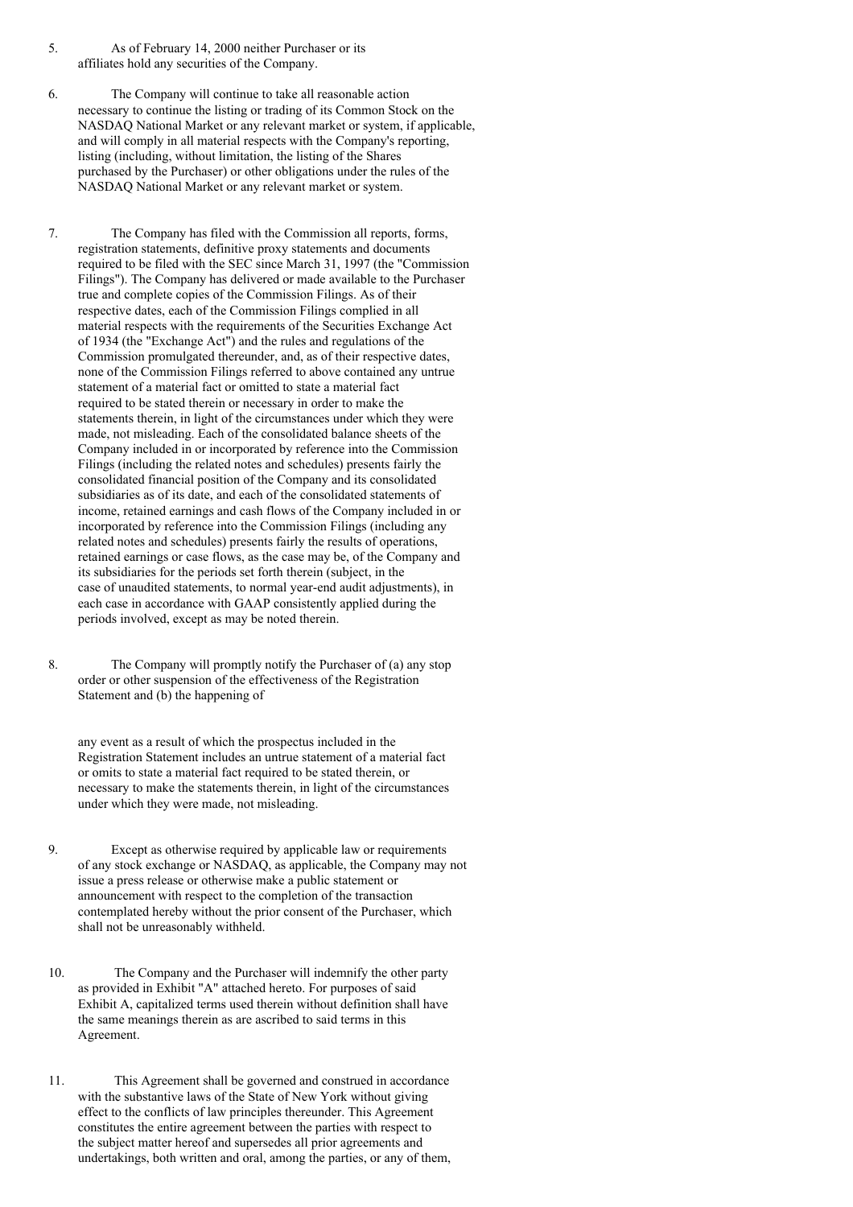5. As of February 14, 2000 neither Purchaser or its affiliates hold any securities of the Company.

6. The Company will continue to take all reasonable action necessary to continue the listing or trading of its Common Stock on the NASDAQ National Market or any relevant market or system, if applicable, and will comply in all material respects with the Company's reporting, listing (including, without limitation, the listing of the Shares purchased by the Purchaser) or other obligations under the rules of the NASDAQ National Market or any relevant market or system.

7. The Company has filed with the Commission all reports, forms, registration statements, definitive proxy statements and documents required to be filed with the SEC since March 31, 1997 (the "Commission Filings"). The Company has delivered or made available to the Purchaser true and complete copies of the Commission Filings. As of their respective dates, each of the Commission Filings complied in all material respects with the requirements of the Securities Exchange Act of 1934 (the "Exchange Act") and the rules and regulations of the Commission promulgated thereunder, and, as of their respective dates, none of the Commission Filings referred to above contained any untrue statement of a material fact or omitted to state a material fact required to be stated therein or necessary in order to make the statements therein, in light of the circumstances under which they were made, not misleading. Each of the consolidated balance sheets of the Company included in or incorporated by reference into the Commission Filings (including the related notes and schedules) presents fairly the consolidated financial position of the Company and its consolidated subsidiaries as of its date, and each of the consolidated statements of income, retained earnings and cash flows of the Company included in or incorporated by reference into the Commission Filings (including any related notes and schedules) presents fairly the results of operations, retained earnings or case flows, as the case may be, of the Company and its subsidiaries for the periods set forth therein (subject, in the case of unaudited statements, to normal year-end audit adjustments), in each case in accordance with GAAP consistently applied during the periods involved, except as may be noted therein.

8. The Company will promptly notify the Purchaser of (a) any stop order or other suspension of the effectiveness of the Registration Statement and (b) the happening of any event as a result of which the prospectus included in the Registration Statement includes an untrue statement of a material fact or omits to state a material fact required to be stated therein, or necessary to make the statements therein, in light of the circumstances under which they were made, not misleading.

9. Except as otherwise required by applicable law or requirements of any stock exchange or NASDAQ, as applicable, the Company may not issue a press release or otherwise make a public statement or announcement with respect to the completion of the transaction contemplated hereby without the prior consent of the Purchaser, which shall not be unreasonably withheld.

10. The Company and the Purchaser will indemnify the other party as provided in Exhibit "A" attached hereto. For purposes of said Exhibit A, capitalized terms used therein without definition shall have the same meanings therein as are ascribed to said terms in this Agreement.

11. This Agreement shall be governed and construed in accordance with the substantive laws of the State of New York without giving effect to the conflicts of law principles thereunder. This Agreement constitutes the entire agreement between the parties with respect to the subject matter hereof and supersedes all prior agreements and undertakings, both written and oral, among the parties, or any of them,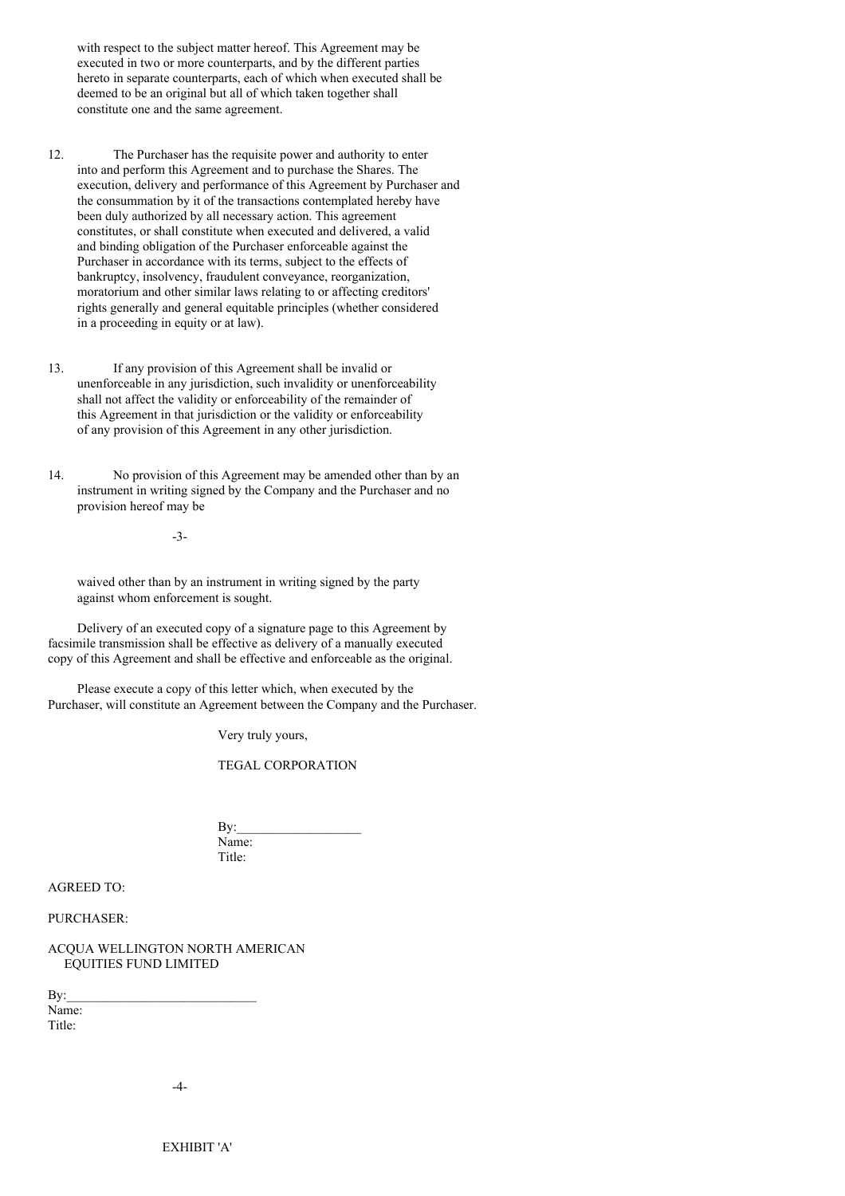with respect to the subject matter hereof. This Agreement may be executed in two or more counterparts, and by the different parties hereto in separate counterparts, each of which when executed shall be deemed to be an original but all of which taken together shall constitute one and the same agreement.

12. The Purchaser has the requisite power and authority to enter into and perform this Agreement and to purchase the Shares. The execution, delivery and performance of this Agreement by Purchaser and the consummation by it of the transactions contemplated hereby have been duly authorized by all necessary action. This agreement constitutes, or shall constitute when executed and delivered, a valid and binding obligation of the Purchaser enforceable against the Purchaser in accordance with its terms, subject to the effects of bankruptcy, insolvency, fraudulent conveyance, reorganization, moratorium and other similar laws relating to or affecting creditors' rights generally and general equitable principles (whether considered in a proceeding in equity or at law).

13. If any provision of this Agreement shall be invalid or unenforceable in any jurisdiction, such invalidity or unenforceability shall not affect the validity or enforceability of the remainder of this Agreement in that jurisdiction or the validity or enforceability of any provision of this Agreement in any other jurisdiction.

14. No provision of this Agreement may be amended other than by an instrument in writing signed by the Company and the Purchaser and no provision hereof may be waived other than by an instrument in writing signed by the party against whom enforcement is sought.

Delivery of an executed copy of a signature page to this Agreement by facsimile transmission shall be effective as delivery of a manually executed copy of this Agreement and shall be effective and enforceable as the original.

Please execute a copy of this letter which, when executed by the Purchaser, will constitute an Agreement between the Company and the Purchaser.

Very truly yours,

TEGAL CORPORATION

By:\_\_\_\_\_\_\_\_\_\_\_\_\_\_\_\_\_\_\_
Name:
Title:

AGREED TO:

PURCHASER:

ACQUA WELLINGTON NORTH AMERICAN EQUITIES FUND LIMITED

By:\_\_\_\_\_\_\_\_\_\_\_\_\_\_\_\_\_\_\_\_\_\_\_\_\_\_\_\_\_
Name:
Title:

EXHIBIT 'A'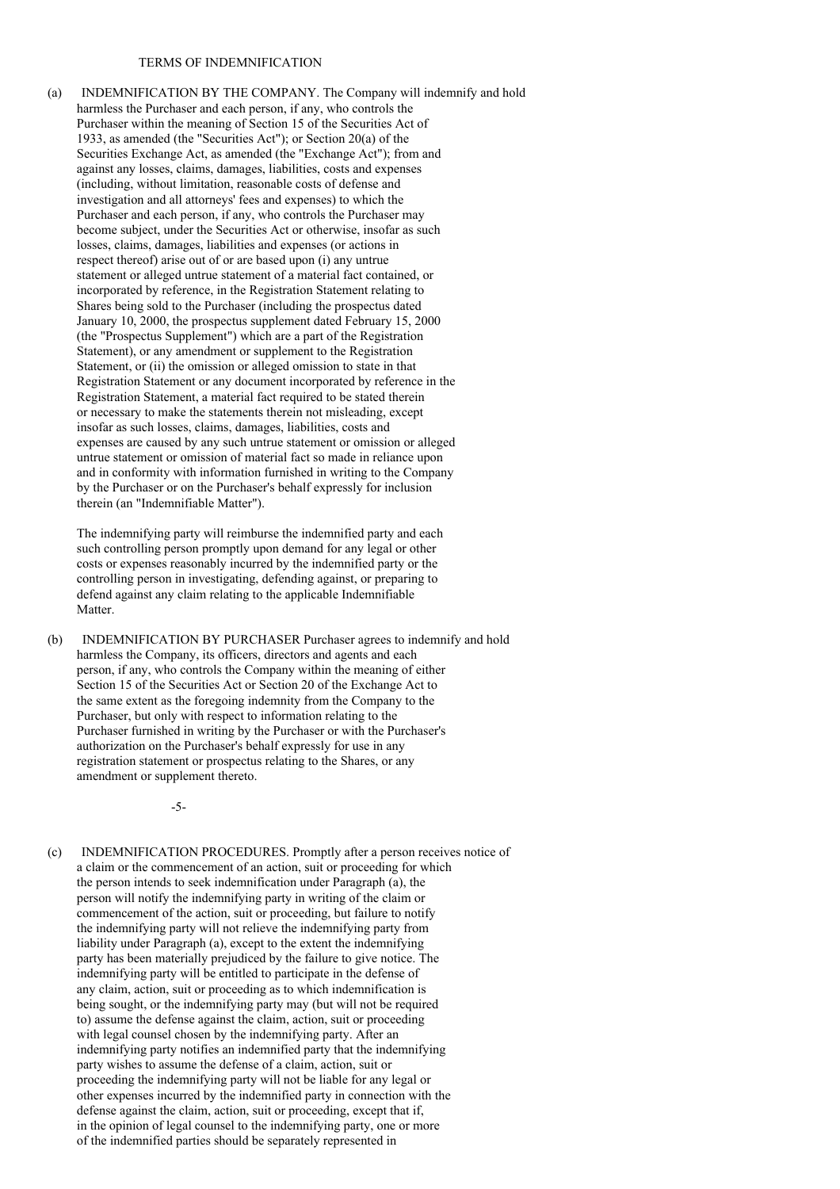TERMS OF INDEMNIFICATION

(a) INDEMNIFICATION BY THE COMPANY. The Company will indemnify and hold harmless the Purchaser and each person, if any, who controls the Purchaser within the meaning of Section 15 of the Securities Act of 1933, as amended (the "Securities Act"); or Section 20(a) of the Securities Exchange Act, as amended (the "Exchange Act"); from and against any losses, claims, damages, liabilities, costs and expenses (including, without limitation, reasonable costs of defense and investigation and all attorneys' fees and expenses) to which the Purchaser and each person, if any, who controls the Purchaser may become subject, under the Securities Act or otherwise, insofar as such losses, claims, damages, liabilities and expenses (or actions in respect thereof) arise out of or are based upon (i) any untrue statement or alleged untrue statement of a material fact contained, or incorporated by reference, in the Registration Statement relating to Shares being sold to the Purchaser (including the prospectus dated January 10, 2000, the prospectus supplement dated February 15, 2000 (the "Prospectus Supplement") which are a part of the Registration Statement), or any amendment or supplement to the Registration Statement, or (ii) the omission or alleged omission to state in that Registration Statement or any document incorporated by reference in the Registration Statement, a material fact required to be stated therein or necessary to make the statements therein not misleading, except insofar as such losses, claims, damages, liabilities, costs and expenses are caused by any such untrue statement or omission or alleged untrue statement or omission of material fact so made in reliance upon and in conformity with information furnished in writing to the Company by the Purchaser or on the Purchaser's behalf expressly for inclusion therein (an "Indemnifiable Matter").

The indemnifying party will reimburse the indemnified party and each such controlling person promptly upon demand for any legal or other costs or expenses reasonably incurred by the indemnified party or the controlling person in investigating, defending against, or preparing to defend against any claim relating to the applicable Indemnifiable Matter.

(b) INDEMNIFICATION BY PURCHASER Purchaser agrees to indemnify and hold harmless the Company, its officers, directors and agents and each person, if any, who controls the Company within the meaning of either Section 15 of the Securities Act or Section 20 of the Exchange Act to the same extent as the foregoing indemnity from the Company to the Purchaser, but only with respect to information relating to the Purchaser furnished in writing by the Purchaser or with the Purchaser's authorization on the Purchaser's behalf expressly for use in any registration statement or prospectus relating to the Shares, or any amendment or supplement thereto.

(c) INDEMNIFICATION PROCEDURES. Promptly after a person receives notice of a claim or the commencement of an action, suit or proceeding for which the person intends to seek indemnification under Paragraph (a), the person will notify the indemnifying party in writing of the claim or commencement of the action, suit or proceeding, but failure to notify the indemnifying party will not relieve the indemnifying party from liability under Paragraph (a), except to the extent the indemnifying party has been materially prejudiced by the failure to give notice. The indemnifying party will be entitled to participate in the defense of any claim, action, suit or proceeding as to which indemnification is being sought, or the indemnifying party may (but will not be required to) assume the defense against the claim, action, suit or proceeding with legal counsel chosen by the indemnifying party. After an indemnifying party notifies an indemnified party that the indemnifying party wishes to assume the defense of a claim, action, suit or proceeding the indemnifying party will not be liable for any legal or other expenses incurred by the indemnified party in connection with the defense against the claim, action, suit or proceeding, except that if, in the opinion of legal counsel to the indemnifying party, one or more of the indemnified parties should be separately represented in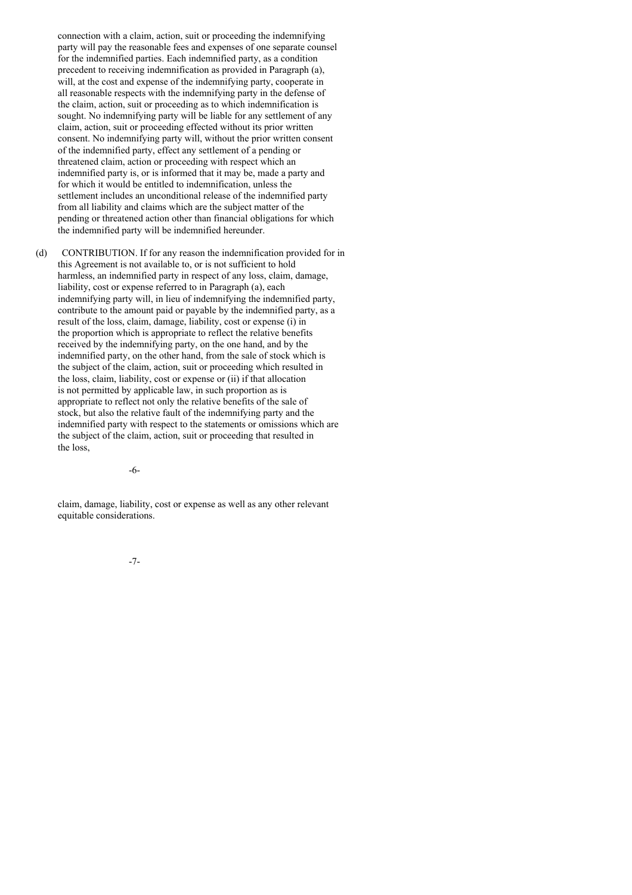connection with a claim, action, suit or proceeding the indemnifying party will pay the reasonable fees and expenses of one separate counsel for the indemnified parties. Each indemnified party, as a condition precedent to receiving indemnification as provided in Paragraph (a), will, at the cost and expense of the indemnifying party, cooperate in all reasonable respects with the indemnifying party in the defense of the claim, action, suit or proceeding as to which indemnification is sought. No indemnifying party will be liable for any settlement of any claim, action, suit or proceeding effected without its prior written consent. No indemnifying party will, without the prior written consent of the indemnified party, effect any settlement of a pending or threatened claim, action or proceeding with respect which an indemnified party is, or is informed that it may be, made a party and for which it would be entitled to indemnification, unless the settlement includes an unconditional release of the indemnified party from all liability and claims which are the subject matter of the pending or threatened action other than financial obligations for which the indemnified party will be indemnified hereunder.

(d) CONTRIBUTION. If for any reason the indemnification provided for in this Agreement is not available to, or is not sufficient to hold harmless, an indemnified party in respect of any loss, claim, damage, liability, cost or expense referred to in Paragraph (a), each indemnifying party will, in lieu of indemnifying the indemnified party, contribute to the amount paid or payable by the indemnified party, as a result of the loss, claim, damage, liability, cost or expense (i) in the proportion which is appropriate to reflect the relative benefits received by the indemnifying party, on the one hand, and by the indemnified party, on the other hand, from the sale of stock which is the subject of the claim, action, suit or proceeding which resulted in the loss, claim, liability, cost or expense or (ii) if that allocation is not permitted by applicable law, in such proportion as is appropriate to reflect not only the relative benefits of the sale of stock, but also the relative fault of the indemnifying party and the indemnified party with respect to the statements or omissions which are the subject of the claim, action, suit or proceeding that resulted in the loss, claim, damage, liability, cost or expense as well as any other relevant equitable considerations.